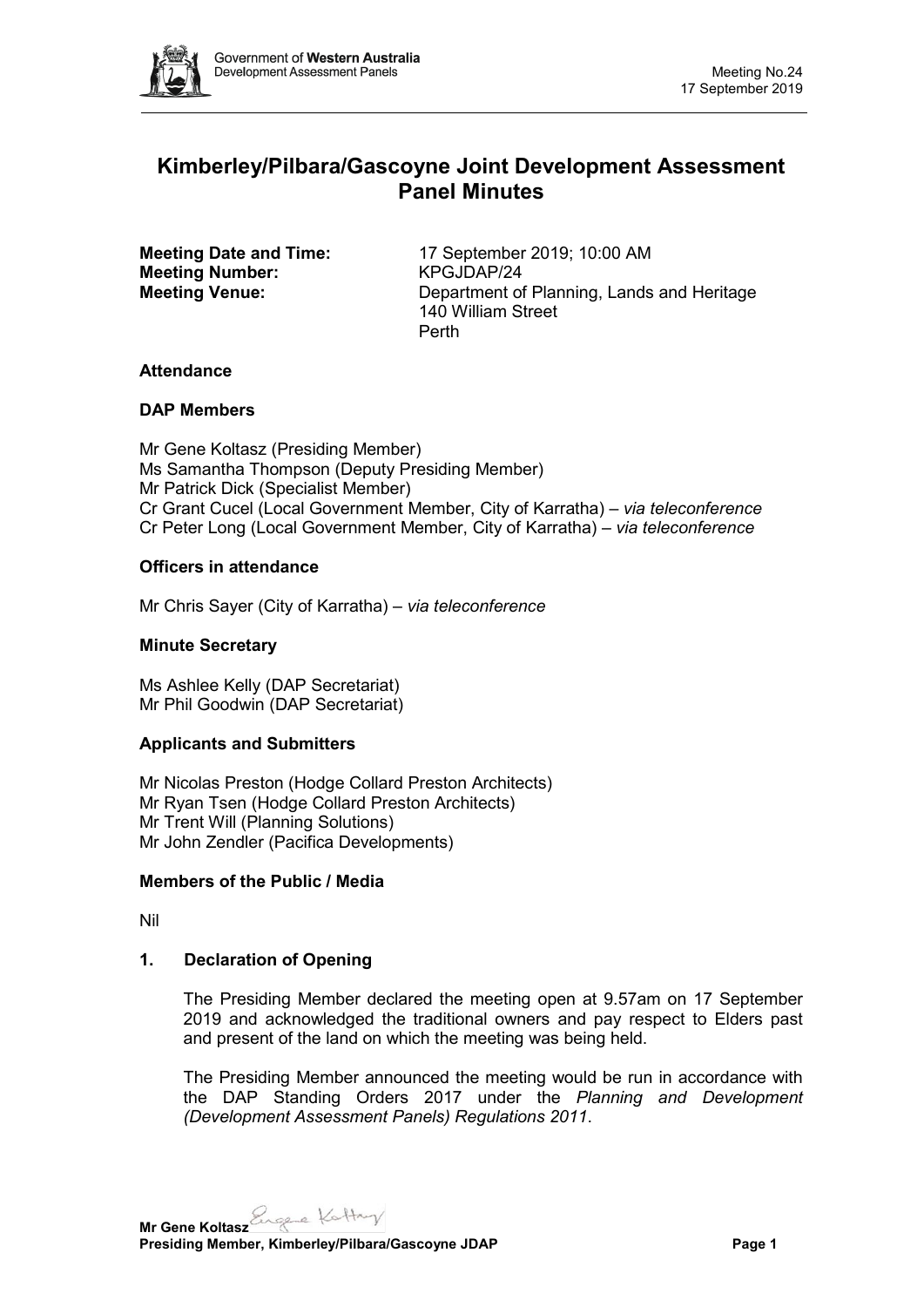# Kimberley/Pilbara/Gascoyne Joint Development Assessment Panel Minutes

**Meeting Date and Time:** 17 September 2019; 10:00 AM
**Meeting Number:** KPGJDAP/24
**Meeting Venue:** Department of Planning, Lands and Heritage
140 William Street
Perth

### Attendance

### DAP Members

Mr Gene Koltasz (Presiding Member)
Ms Samantha Thompson (Deputy Presiding Member)
Mr Patrick Dick (Specialist Member)
Cr Grant Cucel (Local Government Member, City of Karratha) – *via teleconference*
Cr Peter Long (Local Government Member, City of Karratha) – *via teleconference*

### Officers in attendance

Mr Chris Sayer (City of Karratha) – *via teleconference*

### Minute Secretary

Ms Ashlee Kelly (DAP Secretariat)
Mr Phil Goodwin (DAP Secretariat)

### Applicants and Submitters

Mr Nicolas Preston (Hodge Collard Preston Architects)
Mr Ryan Tsen (Hodge Collard Preston Architects)
Mr Trent Will (Planning Solutions)
Mr John Zendler (Pacifica Developments)

### Members of the Public / Media

Nil

### 1. Declaration of Opening

The Presiding Member declared the meeting open at 9.57am on 17 September 2019 and acknowledged the traditional owners and pay respect to Elders past and present of the land on which the meeting was being held.

The Presiding Member announced the meeting would be run in accordance with the DAP Standing Orders 2017 under the *Planning and Development (Development Assessment Panels) Regulations 2011*.

**Mr Gene Koltasz**
**Presiding Member, Kimberley/Pilbara/Gascoyne JDAP**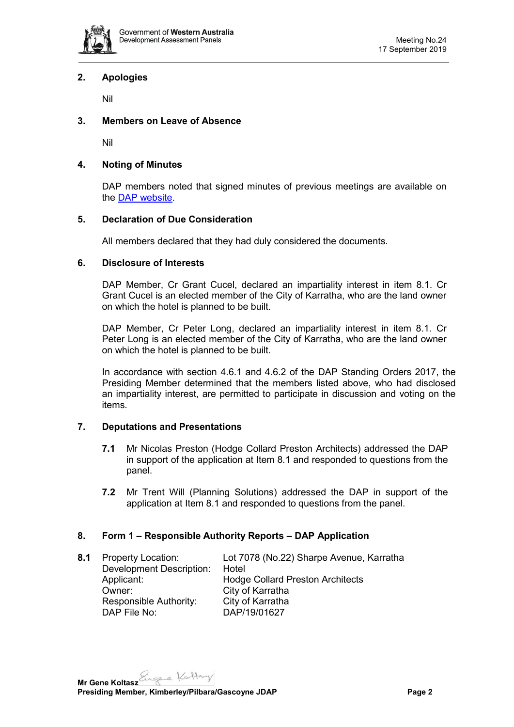## 2. Apologies

Nil

## 3. Members on Leave of Absence

Nil

## 4. Noting of Minutes

DAP members noted that signed minutes of previous meetings are available on the DAP website.

## 5. Declaration of Due Consideration

All members declared that they had duly considered the documents.

## 6. Disclosure of Interests

DAP Member, Cr Grant Cucel, declared an impartiality interest in item 8.1. Cr Grant Cucel is an elected member of the City of Karratha, who are the land owner on which the hotel is planned to be built.

DAP Member, Cr Peter Long, declared an impartiality interest in item 8.1. Cr Peter Long is an elected member of the City of Karratha, who are the land owner on which the hotel is planned to be built.

In accordance with section 4.6.1 and 4.6.2 of the DAP Standing Orders 2017, the Presiding Member determined that the members listed above, who had disclosed an impartiality interest, are permitted to participate in discussion and voting on the items.

## 7. Deputations and Presentations

**7.1** Mr Nicolas Preston (Hodge Collard Preston Architects) addressed the DAP in support of the application at Item 8.1 and responded to questions from the panel.

**7.2** Mr Trent Will (Planning Solutions) addressed the DAP in support of the application at Item 8.1 and responded to questions from the panel.

## 8. Form 1 – Responsible Authority Reports – DAP Application

**8.1**

| | |
|---|---|
| Property Location: | Lot 7078 (No.22) Sharpe Avenue, Karratha |
| Development Description: | Hotel |
| Applicant: | Hodge Collard Preston Architects |
| Owner: | City of Karratha |
| Responsible Authority: | City of Karratha |
| DAP File No: | DAP/19/01627 |

**Mr Gene Koltasz**
**Presiding Member, Kimberley/Pilbara/Gascoyne JDAP**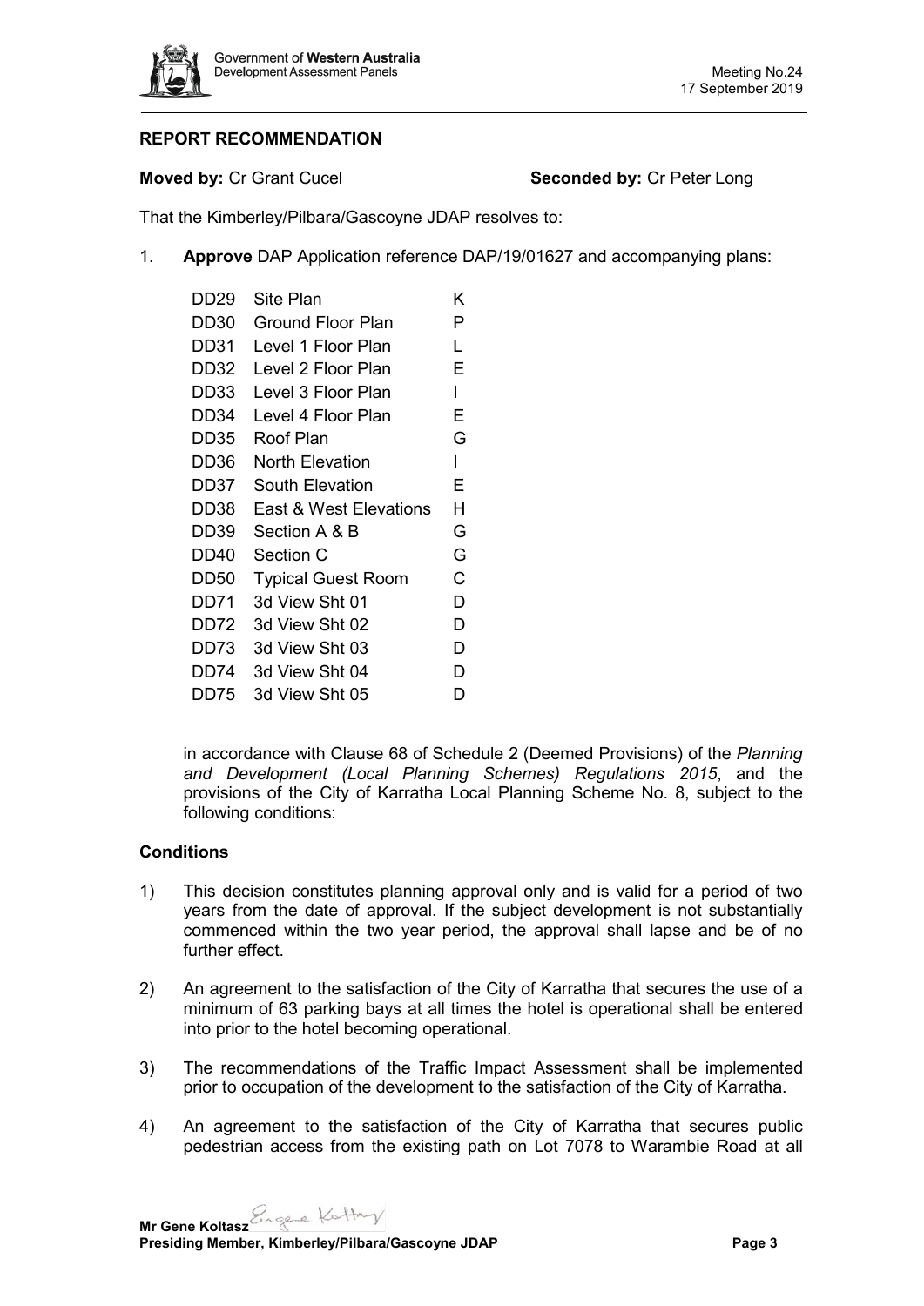## REPORT RECOMMENDATION

**Moved by:** Cr Grant Cucel **Seconded by:** Cr Peter Long

That the Kimberley/Pilbara/Gascoyne JDAP resolves to:

1. **Approve** DAP Application reference DAP/19/01627 and accompanying plans:

| | | |
|---|---|---|
| DD29 | Site Plan | K |
| DD30 | Ground Floor Plan | P |
| DD31 | Level 1 Floor Plan | L |
| DD32 | Level 2 Floor Plan | E |
| DD33 | Level 3 Floor Plan | I |
| DD34 | Level 4 Floor Plan | E |
| DD35 | Roof Plan | G |
| DD36 | North Elevation | I |
| DD37 | South Elevation | E |
| DD38 | East & West Elevations | H |
| DD39 | Section A & B | G |
| DD40 | Section C | G |
| DD50 | Typical Guest Room | C |
| DD71 | 3d View Sht 01 | D |
| DD72 | 3d View Sht 02 | D |
| DD73 | 3d View Sht 03 | D |
| DD74 | 3d View Sht 04 | D |
| DD75 | 3d View Sht 05 | D |

in accordance with Clause 68 of Schedule 2 (Deemed Provisions) of the *Planning and Development (Local Planning Schemes) Regulations 2015*, and the provisions of the City of Karratha Local Planning Scheme No. 8, subject to the following conditions:

### Conditions

1) This decision constitutes planning approval only and is valid for a period of two years from the date of approval. If the subject development is not substantially commenced within the two year period, the approval shall lapse and be of no further effect.

2) An agreement to the satisfaction of the City of Karratha that secures the use of a minimum of 63 parking bays at all times the hotel is operational shall be entered into prior to the hotel becoming operational.

3) The recommendations of the Traffic Impact Assessment shall be implemented prior to occupation of the development to the satisfaction of the City of Karratha.

4) An agreement to the satisfaction of the City of Karratha that secures public pedestrian access from the existing path on Lot 7078 to Warambie Road at all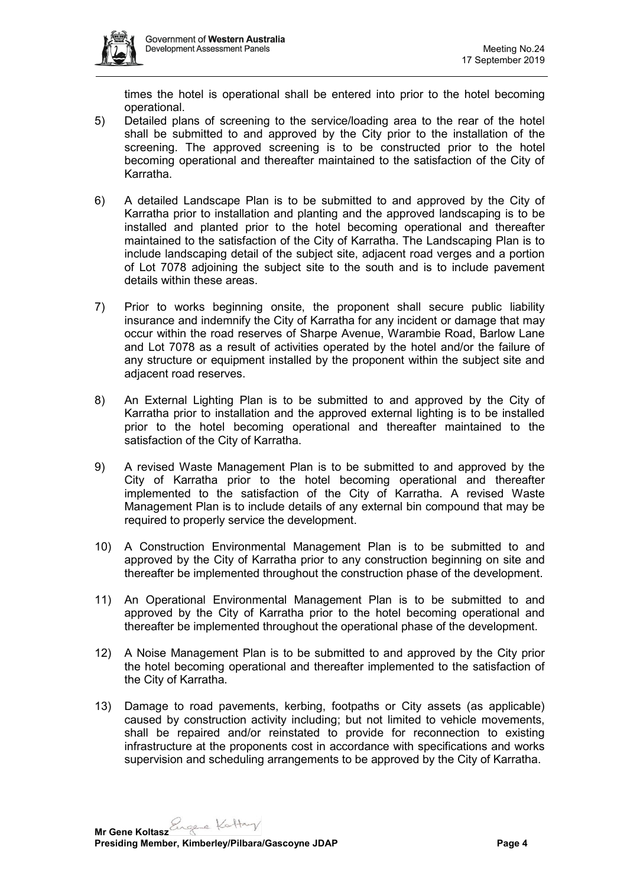times the hotel is operational shall be entered into prior to the hotel becoming operational.

5) Detailed plans of screening to the service/loading area to the rear of the hotel shall be submitted to and approved by the City prior to the installation of the screening. The approved screening is to be constructed prior to the hotel becoming operational and thereafter maintained to the satisfaction of the City of Karratha.

6) A detailed Landscape Plan is to be submitted to and approved by the City of Karratha prior to installation and planting and the approved landscaping is to be installed and planted prior to the hotel becoming operational and thereafter maintained to the satisfaction of the City of Karratha. The Landscaping Plan is to include landscaping detail of the subject site, adjacent road verges and a portion of Lot 7078 adjoining the subject site to the south and is to include pavement details within these areas.

7) Prior to works beginning onsite, the proponent shall secure public liability insurance and indemnify the City of Karratha for any incident or damage that may occur within the road reserves of Sharpe Avenue, Warambie Road, Barlow Lane and Lot 7078 as a result of activities operated by the hotel and/or the failure of any structure or equipment installed by the proponent within the subject site and adjacent road reserves.

8) An External Lighting Plan is to be submitted to and approved by the City of Karratha prior to installation and the approved external lighting is to be installed prior to the hotel becoming operational and thereafter maintained to the satisfaction of the City of Karratha.

9) A revised Waste Management Plan is to be submitted to and approved by the City of Karratha prior to the hotel becoming operational and thereafter implemented to the satisfaction of the City of Karratha. A revised Waste Management Plan is to include details of any external bin compound that may be required to properly service the development.

10) A Construction Environmental Management Plan is to be submitted to and approved by the City of Karratha prior to any construction beginning on site and thereafter be implemented throughout the construction phase of the development.

11) An Operational Environmental Management Plan is to be submitted to and approved by the City of Karratha prior to the hotel becoming operational and thereafter be implemented throughout the operational phase of the development.

12) A Noise Management Plan is to be submitted to and approved by the City prior the hotel becoming operational and thereafter implemented to the satisfaction of the City of Karratha.

13) Damage to road pavements, kerbing, footpaths or City assets (as applicable) caused by construction activity including; but not limited to vehicle movements, shall be repaired and/or reinstated to provide for reconnection to existing infrastructure at the proponents cost in accordance with specifications and works supervision and scheduling arrangements to be approved by the City of Karratha.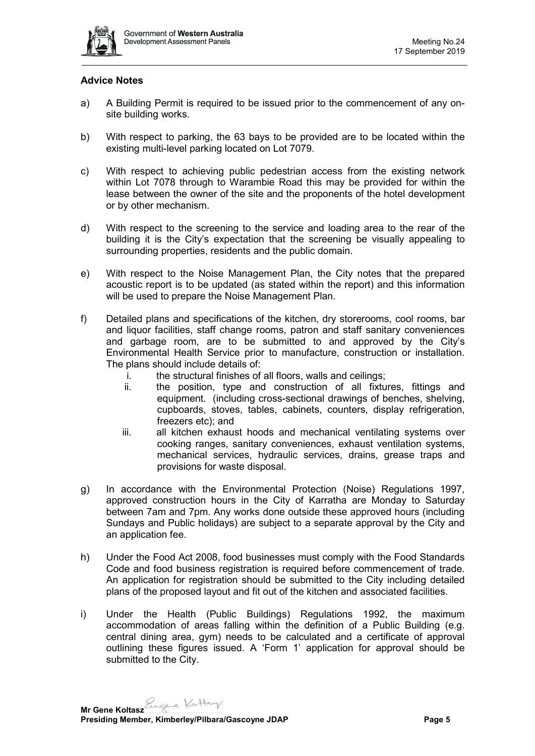**Advice Notes**

a) A Building Permit is required to be issued prior to the commencement of any on-site building works.

b) With respect to parking, the 63 bays to be provided are to be located within the existing multi-level parking located on Lot 7079.

c) With respect to achieving public pedestrian access from the existing network within Lot 7078 through to Warambie Road this may be provided for within the lease between the owner of the site and the proponents of the hotel development or by other mechanism.

d) With respect to the screening to the service and loading area to the rear of the building it is the City's expectation that the screening be visually appealing to surrounding properties, residents and the public domain.

e) With respect to the Noise Management Plan, the City notes that the prepared acoustic report is to be updated (as stated within the report) and this information will be used to prepare the Noise Management Plan.

f) Detailed plans and specifications of the kitchen, dry storerooms, cool rooms, bar and liquor facilities, staff change rooms, patron and staff sanitary conveniences and garbage room, are to be submitted to and approved by the City's Environmental Health Service prior to manufacture, construction or installation. The plans should include details of:
   i. the structural finishes of all floors, walls and ceilings;
   ii. the position, type and construction of all fixtures, fittings and equipment. (including cross-sectional drawings of benches, shelving, cupboards, stoves, tables, cabinets, counters, display refrigeration, freezers etc); and
   iii. all kitchen exhaust hoods and mechanical ventilating systems over cooking ranges, sanitary conveniences, exhaust ventilation systems, mechanical services, hydraulic services, drains, grease traps and provisions for waste disposal.

g) In accordance with the Environmental Protection (Noise) Regulations 1997, approved construction hours in the City of Karratha are Monday to Saturday between 7am and 7pm. Any works done outside these approved hours (including Sundays and Public holidays) are subject to a separate approval by the City and an application fee.

h) Under the Food Act 2008, food businesses must comply with the Food Standards Code and food business registration is required before commencement of trade. An application for registration should be submitted to the City including detailed plans of the proposed layout and fit out of the kitchen and associated facilities.

i) Under the Health (Public Buildings) Regulations 1992, the maximum accommodation of areas falling within the definition of a Public Building (e.g. central dining area, gym) needs to be calculated and a certificate of approval outlining these figures issued. A 'Form 1' application for approval should be submitted to the City.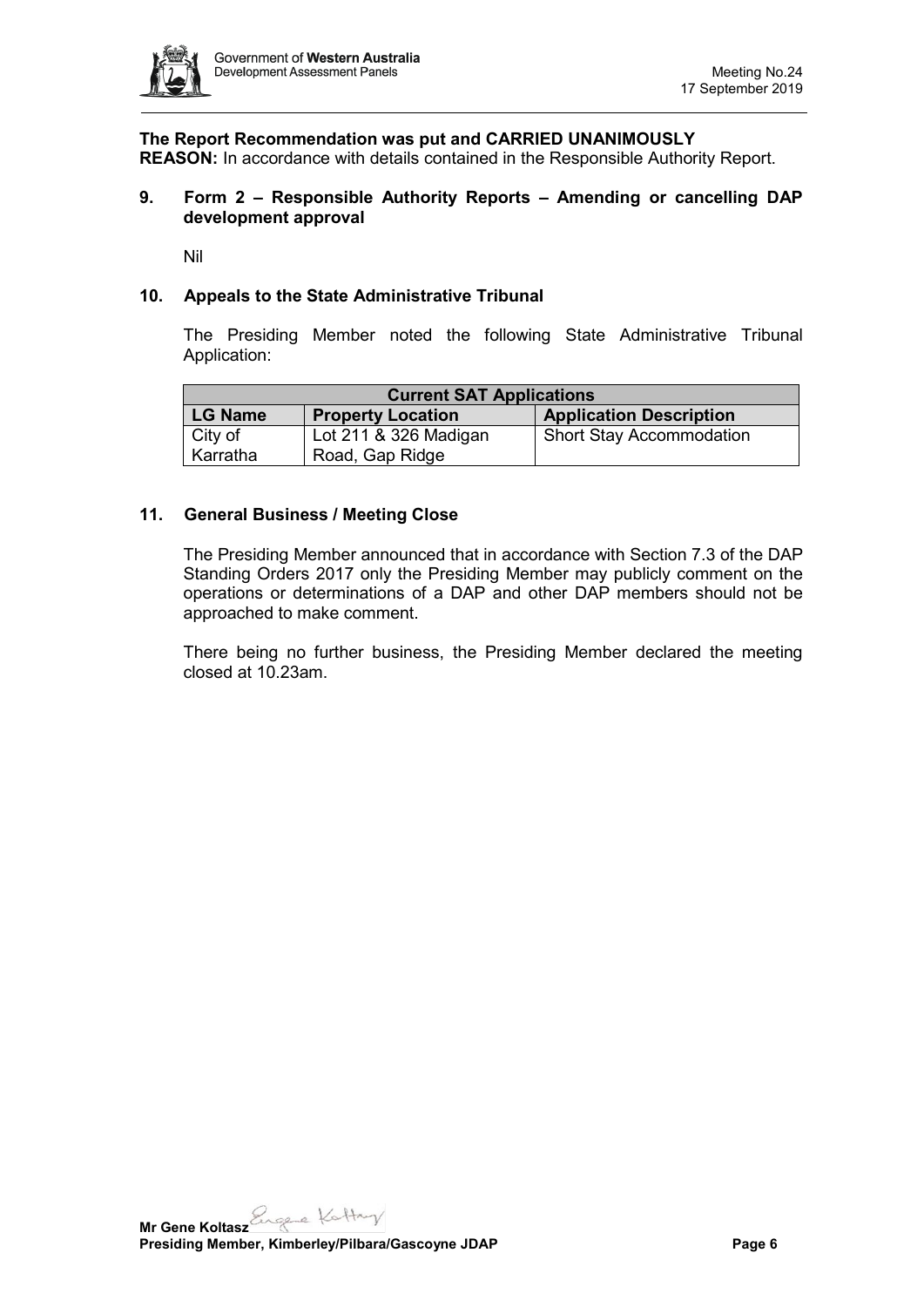**The Report Recommendation was put and CARRIED UNANIMOUSLY**
**REASON:** In accordance with details contained in the Responsible Authority Report.

## 9. Form 2 – Responsible Authority Reports – Amending or cancelling DAP development approval

Nil

## 10. Appeals to the State Administrative Tribunal

The Presiding Member noted the following State Administrative Tribunal Application:

| Current SAT Applications | | |
|---|---|---|
| **LG Name** | **Property Location** | **Application Description** |
| City of Karratha | Lot 211 & 326 Madigan Road, Gap Ridge | Short Stay Accommodation |

## 11. General Business / Meeting Close

The Presiding Member announced that in accordance with Section 7.3 of the DAP Standing Orders 2017 only the Presiding Member may publicly comment on the operations or determinations of a DAP and other DAP members should not be approached to make comment.

There being no further business, the Presiding Member declared the meeting closed at 10.23am.

**Mr Gene Koltasz**
**Presiding Member, Kimberley/Pilbara/Gascoyne JDAP**